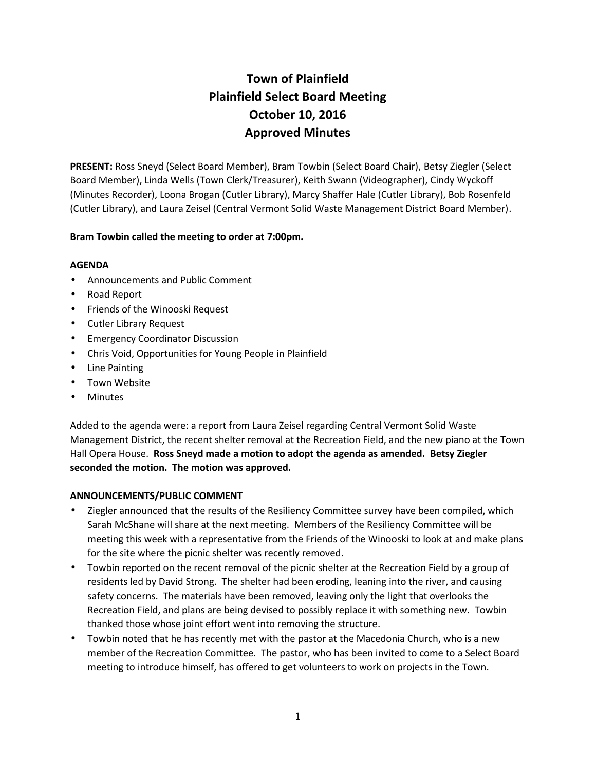# Town of Plainfield
# Plainfield Select Board Meeting
# October 10, 2016
# Approved Minutes

**PRESENT:** Ross Sneyd (Select Board Member), Bram Towbin (Select Board Chair), Betsy Ziegler (Select Board Member), Linda Wells (Town Clerk/Treasurer), Keith Swann (Videographer), Cindy Wyckoff (Minutes Recorder), Loona Brogan (Cutler Library), Marcy Shaffer Hale (Cutler Library), Bob Rosenfeld (Cutler Library), and Laura Zeisel (Central Vermont Solid Waste Management District Board Member).

**Bram Towbin called the meeting to order at 7:00pm.**

**AGENDA**

- Announcements and Public Comment
- Road Report
- Friends of the Winooski Request
- Cutler Library Request
- Emergency Coordinator Discussion
- Chris Void, Opportunities for Young People in Plainfield
- Line Painting
- Town Website
- Minutes

Added to the agenda were: a report from Laura Zeisel regarding Central Vermont Solid Waste Management District, the recent shelter removal at the Recreation Field, and the new piano at the Town Hall Opera House. **Ross Sneyd made a motion to adopt the agenda as amended. Betsy Ziegler seconded the motion. The motion was approved.**

**ANNOUNCEMENTS/PUBLIC COMMENT**

- Ziegler announced that the results of the Resiliency Committee survey have been compiled, which Sarah McShane will share at the next meeting. Members of the Resiliency Committee will be meeting this week with a representative from the Friends of the Winooski to look at and make plans for the site where the picnic shelter was recently removed.
- Towbin reported on the recent removal of the picnic shelter at the Recreation Field by a group of residents led by David Strong. The shelter had been eroding, leaning into the river, and causing safety concerns. The materials have been removed, leaving only the light that overlooks the Recreation Field, and plans are being devised to possibly replace it with something new. Towbin thanked those whose joint effort went into removing the structure.
- Towbin noted that he has recently met with the pastor at the Macedonia Church, who is a new member of the Recreation Committee. The pastor, who has been invited to come to a Select Board meeting to introduce himself, has offered to get volunteers to work on projects in the Town.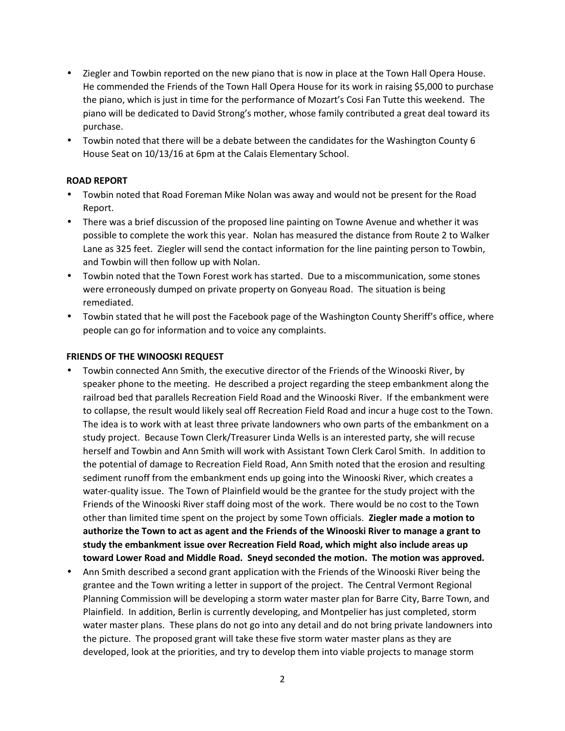- Ziegler and Towbin reported on the new piano that is now in place at the Town Hall Opera House. He commended the Friends of the Town Hall Opera House for its work in raising $5,000 to purchase the piano, which is just in time for the performance of Mozart's Cosi Fan Tutte this weekend. The piano will be dedicated to David Strong's mother, whose family contributed a great deal toward its purchase.
- Towbin noted that there will be a debate between the candidates for the Washington County 6 House Seat on 10/13/16 at 6pm at the Calais Elementary School.

**ROAD REPORT**

- Towbin noted that Road Foreman Mike Nolan was away and would not be present for the Road Report.
- There was a brief discussion of the proposed line painting on Towne Avenue and whether it was possible to complete the work this year. Nolan has measured the distance from Route 2 to Walker Lane as 325 feet. Ziegler will send the contact information for the line painting person to Towbin, and Towbin will then follow up with Nolan.
- Towbin noted that the Town Forest work has started. Due to a miscommunication, some stones were erroneously dumped on private property on Gonyeau Road. The situation is being remediated.
- Towbin stated that he will post the Facebook page of the Washington County Sheriff's office, where people can go for information and to voice any complaints.

**FRIENDS OF THE WINOOSKI REQUEST**

- Towbin connected Ann Smith, the executive director of the Friends of the Winooski River, by speaker phone to the meeting. He described a project regarding the steep embankment along the railroad bed that parallels Recreation Field Road and the Winooski River. If the embankment were to collapse, the result would likely seal off Recreation Field Road and incur a huge cost to the Town. The idea is to work with at least three private landowners who own parts of the embankment on a study project. Because Town Clerk/Treasurer Linda Wells is an interested party, she will recuse herself and Towbin and Ann Smith will work with Assistant Town Clerk Carol Smith. In addition to the potential of damage to Recreation Field Road, Ann Smith noted that the erosion and resulting sediment runoff from the embankment ends up going into the Winooski River, which creates a water-quality issue. The Town of Plainfield would be the grantee for the study project with the Friends of the Winooski River staff doing most of the work. There would be no cost to the Town other than limited time spent on the project by some Town officials. **Ziegler made a motion to authorize the Town to act as agent and the Friends of the Winooski River to manage a grant to study the embankment issue over Recreation Field Road, which might also include areas up toward Lower Road and Middle Road. Sneyd seconded the motion. The motion was approved.**
- Ann Smith described a second grant application with the Friends of the Winooski River being the grantee and the Town writing a letter in support of the project. The Central Vermont Regional Planning Commission will be developing a storm water master plan for Barre City, Barre Town, and Plainfield. In addition, Berlin is currently developing, and Montpelier has just completed, storm water master plans. These plans do not go into any detail and do not bring private landowners into the picture. The proposed grant will take these five storm water master plans as they are developed, look at the priorities, and try to develop them into viable projects to manage storm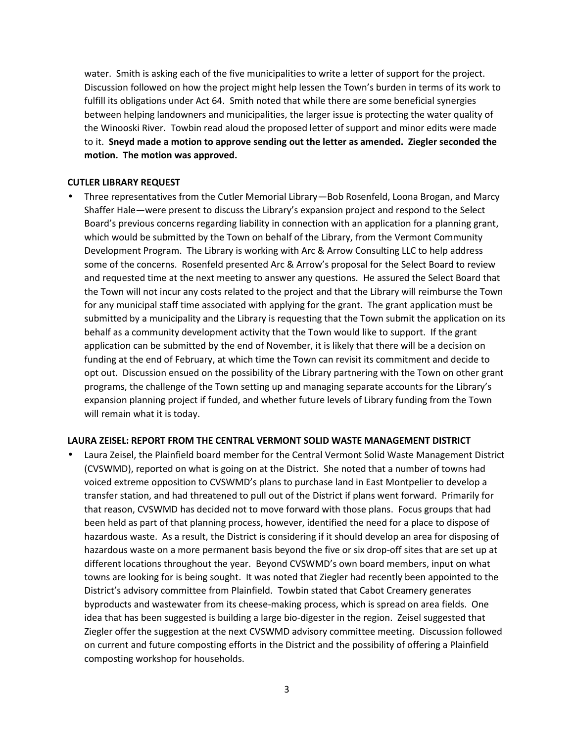water. Smith is asking each of the five municipalities to write a letter of support for the project. Discussion followed on how the project might help lessen the Town's burden in terms of its work to fulfill its obligations under Act 64. Smith noted that while there are some beneficial synergies between helping landowners and municipalities, the larger issue is protecting the water quality of the Winooski River. Towbin read aloud the proposed letter of support and minor edits were made to it. **Sneyd made a motion to approve sending out the letter as amended. Ziegler seconded the motion. The motion was approved.**

**CUTLER LIBRARY REQUEST**

- Three representatives from the Cutler Memorial Library—Bob Rosenfeld, Loona Brogan, and Marcy Shaffer Hale—were present to discuss the Library's expansion project and respond to the Select Board's previous concerns regarding liability in connection with an application for a planning grant, which would be submitted by the Town on behalf of the Library, from the Vermont Community Development Program. The Library is working with Arc & Arrow Consulting LLC to help address some of the concerns. Rosenfeld presented Arc & Arrow's proposal for the Select Board to review and requested time at the next meeting to answer any questions. He assured the Select Board that the Town will not incur any costs related to the project and that the Library will reimburse the Town for any municipal staff time associated with applying for the grant. The grant application must be submitted by a municipality and the Library is requesting that the Town submit the application on its behalf as a community development activity that the Town would like to support. If the grant application can be submitted by the end of November, it is likely that there will be a decision on funding at the end of February, at which time the Town can revisit its commitment and decide to opt out. Discussion ensued on the possibility of the Library partnering with the Town on other grant programs, the challenge of the Town setting up and managing separate accounts for the Library's expansion planning project if funded, and whether future levels of Library funding from the Town will remain what it is today.

**LAURA ZEISEL: REPORT FROM THE CENTRAL VERMONT SOLID WASTE MANAGEMENT DISTRICT**

- Laura Zeisel, the Plainfield board member for the Central Vermont Solid Waste Management District (CVSWMD), reported on what is going on at the District. She noted that a number of towns had voiced extreme opposition to CVSWMD's plans to purchase land in East Montpelier to develop a transfer station, and had threatened to pull out of the District if plans went forward. Primarily for that reason, CVSWMD has decided not to move forward with those plans. Focus groups that had been held as part of that planning process, however, identified the need for a place to dispose of hazardous waste. As a result, the District is considering if it should develop an area for disposing of hazardous waste on a more permanent basis beyond the five or six drop-off sites that are set up at different locations throughout the year. Beyond CVSWMD's own board members, input on what towns are looking for is being sought. It was noted that Ziegler had recently been appointed to the District's advisory committee from Plainfield. Towbin stated that Cabot Creamery generates byproducts and wastewater from its cheese-making process, which is spread on area fields. One idea that has been suggested is building a large bio-digester in the region. Zeisel suggested that Ziegler offer the suggestion at the next CVSWMD advisory committee meeting. Discussion followed on current and future composting efforts in the District and the possibility of offering a Plainfield composting workshop for households.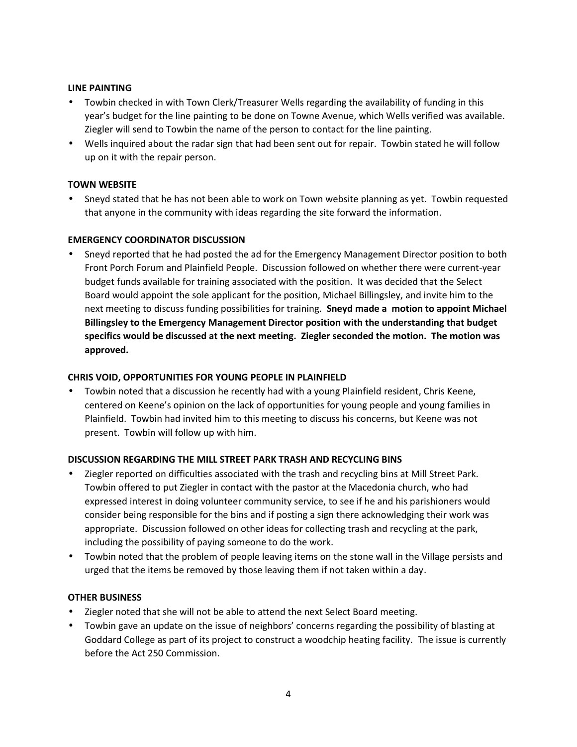**LINE PAINTING**

- Towbin checked in with Town Clerk/Treasurer Wells regarding the availability of funding in this year's budget for the line painting to be done on Towne Avenue, which Wells verified was available. Ziegler will send to Towbin the name of the person to contact for the line painting.
- Wells inquired about the radar sign that had been sent out for repair. Towbin stated he will follow up on it with the repair person.

**TOWN WEBSITE**

- Sneyd stated that he has not been able to work on Town website planning as yet. Towbin requested that anyone in the community with ideas regarding the site forward the information.

**EMERGENCY COORDINATOR DISCUSSION**

- Sneyd reported that he had posted the ad for the Emergency Management Director position to both Front Porch Forum and Plainfield People. Discussion followed on whether there were current-year budget funds available for training associated with the position. It was decided that the Select Board would appoint the sole applicant for the position, Michael Billingsley, and invite him to the next meeting to discuss funding possibilities for training. **Sneyd made a motion to appoint Michael Billingsley to the Emergency Management Director position with the understanding that budget specifics would be discussed at the next meeting. Ziegler seconded the motion. The motion was approved.**

**CHRIS VOID, OPPORTUNITIES FOR YOUNG PEOPLE IN PLAINFIELD**

- Towbin noted that a discussion he recently had with a young Plainfield resident, Chris Keene, centered on Keene's opinion on the lack of opportunities for young people and young families in Plainfield. Towbin had invited him to this meeting to discuss his concerns, but Keene was not present. Towbin will follow up with him.

**DISCUSSION REGARDING THE MILL STREET PARK TRASH AND RECYCLING BINS**

- Ziegler reported on difficulties associated with the trash and recycling bins at Mill Street Park. Towbin offered to put Ziegler in contact with the pastor at the Macedonia church, who had expressed interest in doing volunteer community service, to see if he and his parishioners would consider being responsible for the bins and if posting a sign there acknowledging their work was appropriate. Discussion followed on other ideas for collecting trash and recycling at the park, including the possibility of paying someone to do the work.
- Towbin noted that the problem of people leaving items on the stone wall in the Village persists and urged that the items be removed by those leaving them if not taken within a day.

**OTHER BUSINESS**

- Ziegler noted that she will not be able to attend the next Select Board meeting.
- Towbin gave an update on the issue of neighbors' concerns regarding the possibility of blasting at Goddard College as part of its project to construct a woodchip heating facility. The issue is currently before the Act 250 Commission.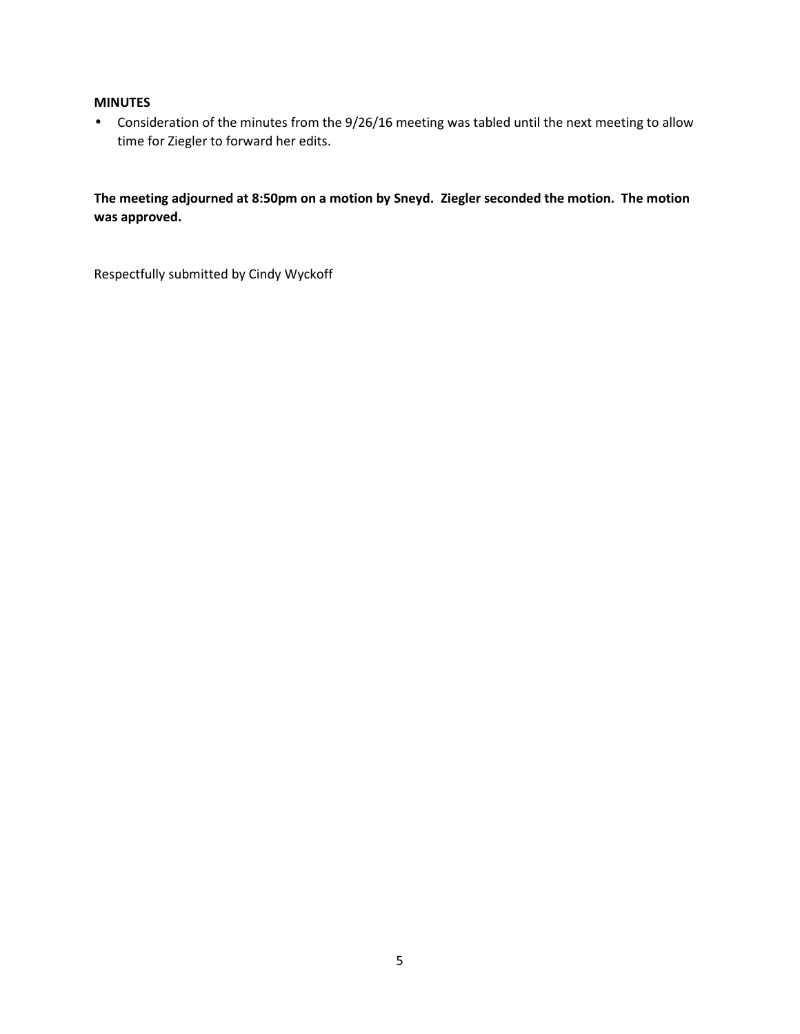**MINUTES**

- Consideration of the minutes from the 9/26/16 meeting was tabled until the next meeting to allow time for Ziegler to forward her edits.

**The meeting adjourned at 8:50pm on a motion by Sneyd. Ziegler seconded the motion. The motion was approved.**

Respectfully submitted by Cindy Wyckoff